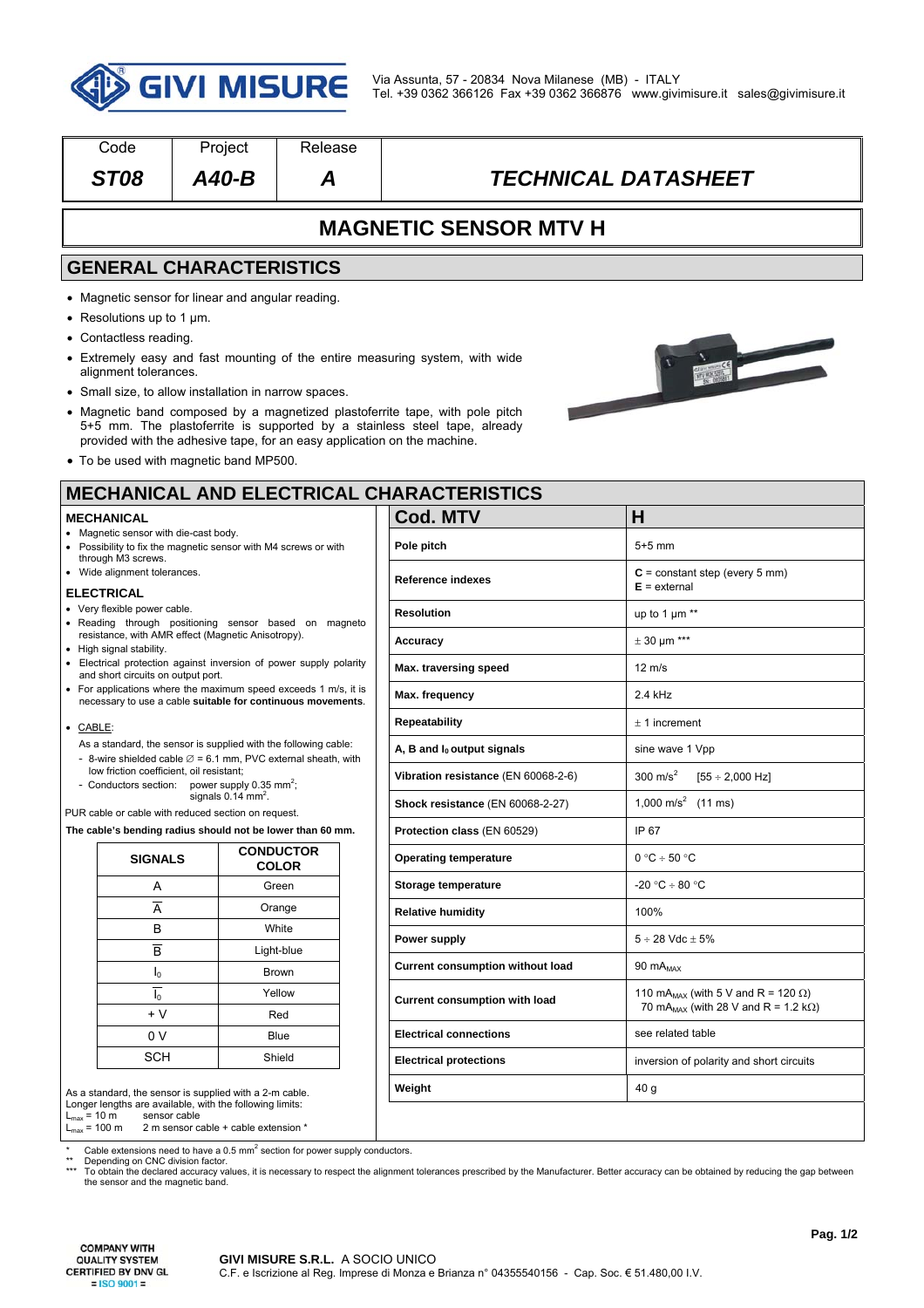Via Assunta, 57 - 20834 Nova Milanese (MB) - ITALY
Tel. +39 0362 366126 Fax +39 0362 366876 www.givimisure.it sales@givimisure.it

| Code | Project | Release | |
|---|---|---|---|
| **ST08** | **A40-B** | **A** | **TECHNICAL DATASHEET** |

# MAGNETIC SENSOR MTV H

## GENERAL CHARACTERISTICS

- Magnetic sensor for linear and angular reading.
- Resolutions up to 1 µm.
- Contactless reading.
- Extremely easy and fast mounting of the entire measuring system, with wide alignment tolerances.
- Small size, to allow installation in narrow spaces.
- Magnetic band composed by a magnetized plastoferrite tape, with pole pitch 5+5 mm. The plastoferrite is supported by a stainless steel tape, already provided with the adhesive tape, for an easy application on the machine.
- To be used with magnetic band MP500.

## MECHANICAL AND ELECTRICAL CHARACTERISTICS

### MECHANICAL

- Magnetic sensor with die-cast body.
- Possibility to fix the magnetic sensor with M4 screws or with through M3 screws.
- Wide alignment tolerances.

### ELECTRICAL

- Very flexible power cable.
- Reading through positioning sensor based on magneto resistance, with AMR effect (Magnetic Anisotropy).
- High signal stability.
- Electrical protection against inversion of power supply polarity and short circuits on output port.
- For applications where the maximum speed exceeds 1 m/s, it is necessary to use a cable **suitable for continuous movements**.

- CABLE:

  As a standard, the sensor is supplied with the following cable:
  - 8-wire shielded cable ∅ = 6.1 mm, PVC external sheath, with low friction coefficient, oil resistant;
  - Conductors section: power supply 0.35 mm$^2$; signals 0.14 mm$^2$.

PUR cable or cable with reduced section on request.

**The cable's bending radius should not be lower than 60 mm.**

| SIGNALS | CONDUCTOR COLOR |
|---|---|
| A | Green |
| $\overline{A}$ | Orange |
| B | White |
| $\overline{B}$ | Light-blue |
| $I_0$ | Brown |
| $\overline{I_0}$ | Yellow |
| + V | Red |
| 0 V | Blue |
| SCH | Shield |

As a standard, the sensor is supplied with a 2-m cable.
Longer lengths are available, with the following limits:
$L_{max}$ = 10 m sensor cable
$L_{max}$ = 100 m 2 m sensor cable + cable extension *

| Cod. MTV | H |
|---|---|
| **Pole pitch** | 5+5 mm |
| **Reference indexes** | **C** = constant step (every 5 mm)<br>**E** = external |
| **Resolution** | up to 1 µm ** |
| **Accuracy** | ± 30 µm *** |
| **Max. traversing speed** | 12 m/s |
| **Max. frequency** | 2.4 kHz |
| **Repeatability** | ± 1 increment |
| **A, B and $I_0$ output signals** | sine wave 1 Vpp |
| **Vibration resistance** (EN 60068-2-6) | 300 m/s$^2$ [55 ÷ 2,000 Hz] |
| **Shock resistance** (EN 60068-2-27) | 1,000 m/s$^2$ (11 ms) |
| **Protection class** (EN 60529) | IP 67 |
| **Operating temperature** | 0 °C ÷ 50 °C |
| **Storage temperature** | -20 °C ÷ 80 °C |
| **Relative humidity** | 100% |
| **Power supply** | 5 ÷ 28 Vdc ± 5% |
| **Current consumption without load** | 90 $mA_{MAX}$ |
| **Current consumption with load** | 110 $mA_{MAX}$ (with 5 V and R = 120 Ω)<br>70 $mA_{MAX}$ (with 28 V and R = 1.2 kΩ) |
| **Electrical connections** | see related table |
| **Electrical protections** | inversion of polarity and short circuits |
| **Weight** | 40 g |

\* Cable extensions need to have a 0.5 mm$^2$ section for power supply conductors.
** Depending on CNC division factor.
*** To obtain the declared accuracy values, it is necessary to respect the alignment tolerances prescribed by the Manufacturer. Better accuracy can be obtained by reducing the gap between the sensor and the magnetic band.

COMPANY WITH QUALITY SYSTEM CERTIFIED BY DNV GL = ISO 9001 =

**GIVI MISURE S.R.L.** A SOCIO UNICO
C.F. e Iscrizione al Reg. Imprese di Monza e Brianza n° 04355540156 - Cap. Soc. € 51.480,00 I.V.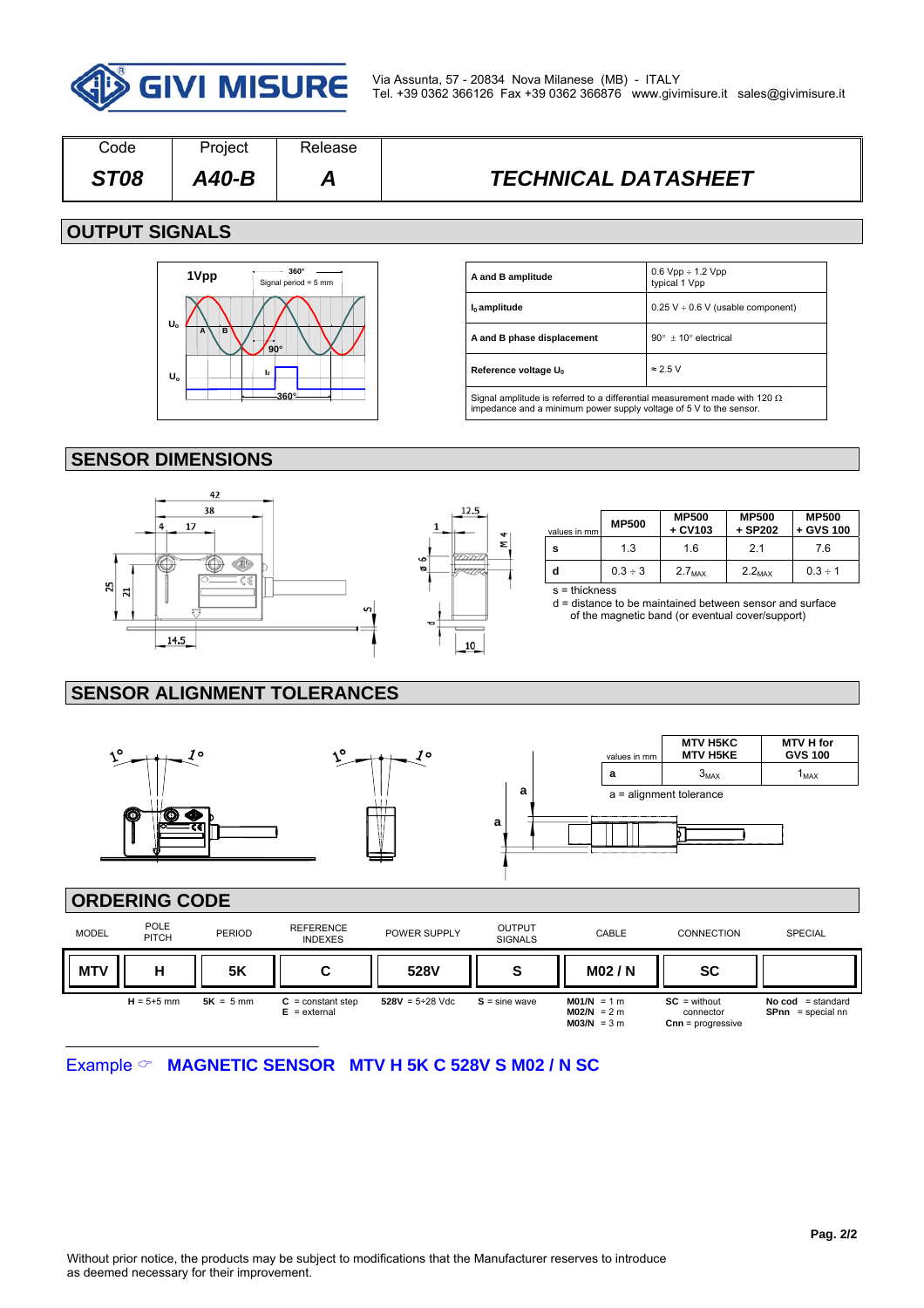Via Assunta, 57 - 20834 Nova Milanese (MB) - ITALY
Tel. +39 0362 366126 Fax +39 0362 366876 www.givimisure.it sales@givimisure.it

| Code | Project | Release | |
|---|---|---|---|
| ***ST08*** | ***A40-B*** | ***A*** | ***TECHNICAL DATASHEET*** |

## OUTPUT SIGNALS

1Vpp
360°
Signal period = 5 mm
$U_o$
A
B
90°
$U_o$
$I_0$
360°

| | |
|---|---|
| **A and B amplitude** | 0.6 Vpp ÷ 1.2 Vpp typical 1 Vpp |
| **$I_0$ amplitude** | 0.25 V ÷ 0.6 V (usable component) |
| **A and B phase displacement** | 90° ± 10° electrical |
| **Reference voltage $U_0$** | ≈ 2.5 V |
| Signal amplitude is referred to a differential measurement made with 120 Ω impedance and a minimum power supply voltage of 5 V to the sensor. | |

## SENSOR DIMENSIONS

42
38
4
17
25
21
14.5
s
12.5
1
M 4
ø 6
d
10

| values in mm | MP500 | MP500 + CV103 | MP500 + SP202 | MP500 + GVS 100 |
|---|---|---|---|---|
| **s** | 1.3 | 1.6 | 2.1 | 7.6 |
| **d** | 0.3 ÷ 3 | $2.7_{MAX}$ | $2.2_{MAX}$ | 0.3 ÷ 1 |

s = thickness
d = distance to be maintained between sensor and surface of the magnetic band (or eventual cover/support)

## SENSOR ALIGNMENT TOLERANCES

1°
1°
1°
1°
a
a

| values in mm | MTV H5KC MTV H5KE | MTV H for GVS 100 |
|---|---|---|
| **a** | $3_{MAX}$ | $1_{MAX}$ |

a = alignment tolerance

## ORDERING CODE

| MODEL | POLE PITCH | PERIOD | REFERENCE INDEXES | POWER SUPPLY | OUTPUT SIGNALS | CABLE | CONNECTION | SPECIAL |
|---|---|---|---|---|---|---|---|---|
| **MTV** | **H** | **5K** | **C** | **528V** | **S** | **M02 / N** | **SC** | |
| | **H** = 5+5 mm | **5K** = 5 mm | **C** = constant step<br>**E** = external | **528V** = 5÷28 Vdc | **S** = sine wave | **M01/N** = 1 m<br>**M02/N** = 2 m<br>**M03/N** = 3 m | **SC** = without connector<br>**Cnn** = progressive | **No cod** = standard<br>**SPnn** = special nn |

Example ☞ **MAGNETIC SENSOR MTV H 5K C 528V S M02 / N SC**

Without prior notice, the products may be subject to modifications that the Manufacturer reserves to introduce as deemed necessary for their improvement.